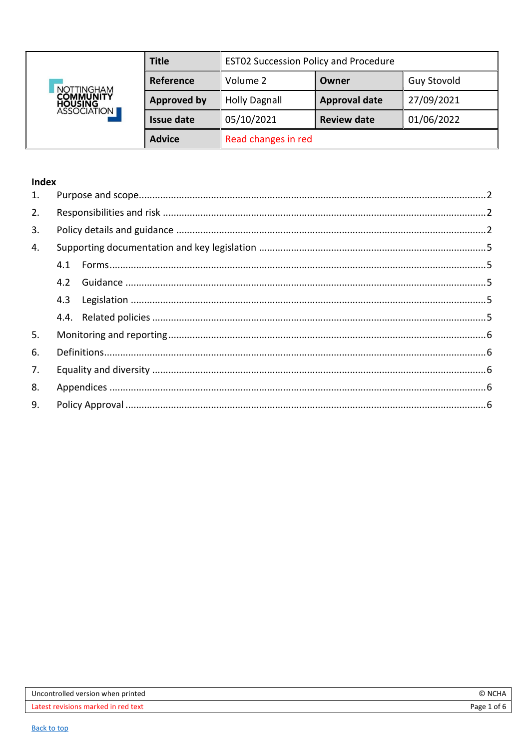| | Title | EST02 Succession Policy and Procedure | | |
|---|---|---|---|---|
| NOTTINGHAM COMMUNITY HOUSING ASSOCIATION | Reference | Volume 2 | Owner | Guy Stovold |
| | Approved by | Holly Dagnall | Approval date | 27/09/2021 |
| | Issue date | 05/10/2021 | Review date | 01/06/2022 |
| | Advice | Read changes in red | | |

## Index

1. Purpose and scope ........ 2
2. Responsibilities and risk ........ 2
3. Policy details and guidance ........ 2
4. Supporting documentation and key legislation ........ 5
   - 4.1 Forms ........ 5
   - 4.2 Guidance ........ 5
   - 4.3 Legislation ........ 5
   - 4.4. Related policies ........ 5
5. Monitoring and reporting ........ 6
6. Definitions ........ 6
7. Equality and diversity ........ 6
8. Appendices ........ 6
9. Policy Approval ........ 6

Uncontrolled version when printed

Latest revisions marked in red text

© NCHA

[Back to top](#)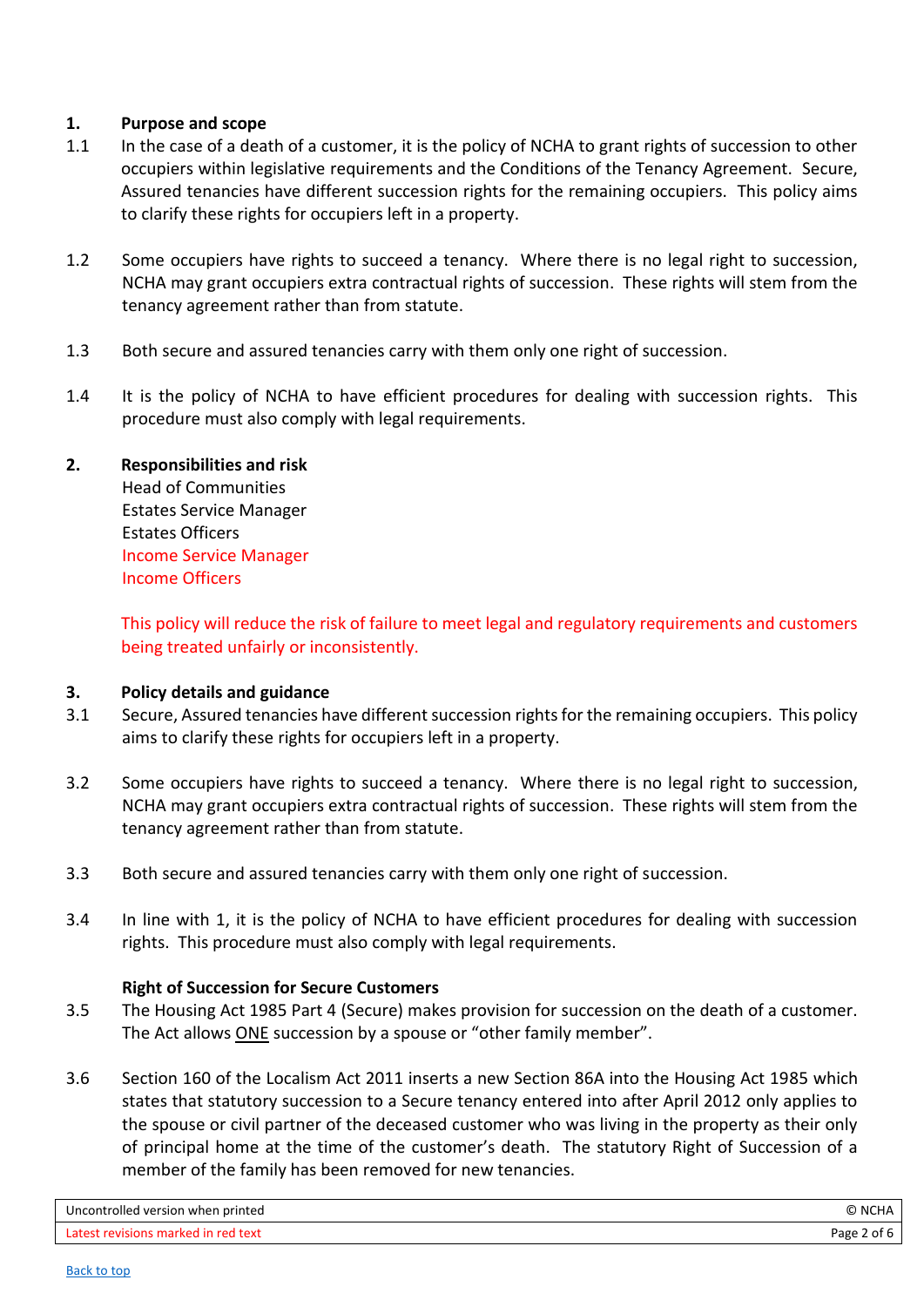## 1. Purpose and scope

1.1 In the case of a death of a customer, it is the policy of NCHA to grant rights of succession to other occupiers within legislative requirements and the Conditions of the Tenancy Agreement. Secure, Assured tenancies have different succession rights for the remaining occupiers. This policy aims to clarify these rights for occupiers left in a property.

1.2 Some occupiers have rights to succeed a tenancy. Where there is no legal right to succession, NCHA may grant occupiers extra contractual rights of succession. These rights will stem from the tenancy agreement rather than from statute.

1.3 Both secure and assured tenancies carry with them only one right of succession.

1.4 It is the policy of NCHA to have efficient procedures for dealing with succession rights. This procedure must also comply with legal requirements.

## 2. Responsibilities and risk

Head of Communities
Estates Service Manager
Estates Officers
Income Service Manager
Income Officers

This policy will reduce the risk of failure to meet legal and regulatory requirements and customers being treated unfairly or inconsistently.

## 3. Policy details and guidance

3.1 Secure, Assured tenancies have different succession rights for the remaining occupiers. This policy aims to clarify these rights for occupiers left in a property.

3.2 Some occupiers have rights to succeed a tenancy. Where there is no legal right to succession, NCHA may grant occupiers extra contractual rights of succession. These rights will stem from the tenancy agreement rather than from statute.

3.3 Both secure and assured tenancies carry with them only one right of succession.

3.4 In line with 1, it is the policy of NCHA to have efficient procedures for dealing with succession rights. This procedure must also comply with legal requirements.

### Right of Succession for Secure Customers

3.5 The Housing Act 1985 Part 4 (Secure) makes provision for succession on the death of a customer. The Act allows ONE succession by a spouse or "other family member".

3.6 Section 160 of the Localism Act 2011 inserts a new Section 86A into the Housing Act 1985 which states that statutory succession to a Secure tenancy entered into after April 2012 only applies to the spouse or civil partner of the deceased customer who was living in the property as their only of principal home at the time of the customer's death. The statutory Right of Succession of a member of the family has been removed for new tenancies.

Uncontrolled version when printed
Latest revisions marked in red text

[Back to top](#)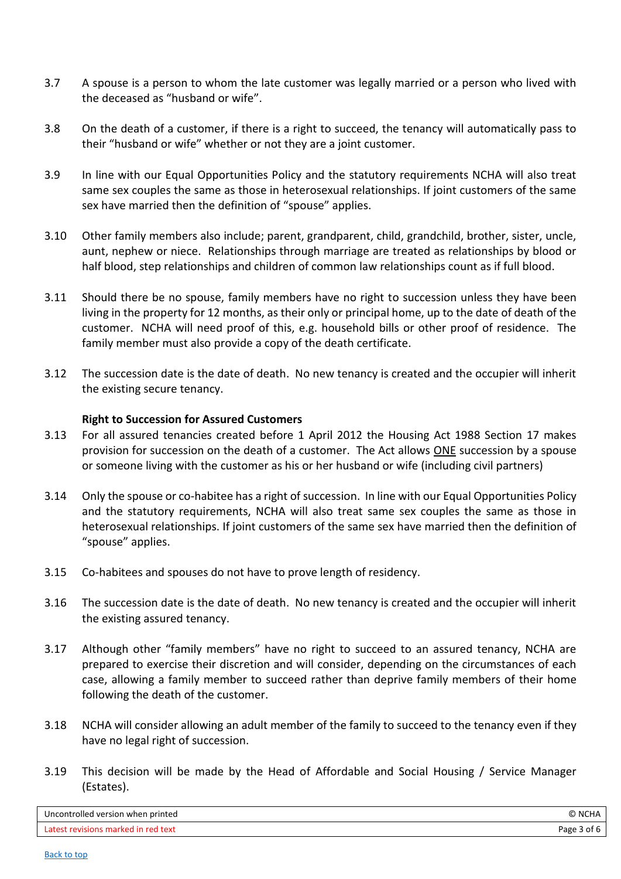3.7 A spouse is a person to whom the late customer was legally married or a person who lived with the deceased as "husband or wife".

3.8 On the death of a customer, if there is a right to succeed, the tenancy will automatically pass to their "husband or wife" whether or not they are a joint customer.

3.9 In line with our Equal Opportunities Policy and the statutory requirements NCHA will also treat same sex couples the same as those in heterosexual relationships. If joint customers of the same sex have married then the definition of "spouse" applies.

3.10 Other family members also include; parent, grandparent, child, grandchild, brother, sister, uncle, aunt, nephew or niece. Relationships through marriage are treated as relationships by blood or half blood, step relationships and children of common law relationships count as if full blood.

3.11 Should there be no spouse, family members have no right to succession unless they have been living in the property for 12 months, as their only or principal home, up to the date of death of the customer. NCHA will need proof of this, e.g. household bills or other proof of residence. The family member must also provide a copy of the death certificate.

3.12 The succession date is the date of death. No new tenancy is created and the occupier will inherit the existing secure tenancy.

**Right to Succession for Assured Customers**

3.13 For all assured tenancies created before 1 April 2012 the Housing Act 1988 Section 17 makes provision for succession on the death of a customer. The Act allows <u>ONE</u> succession by a spouse or someone living with the customer as his or her husband or wife (including civil partners)

3.14 Only the spouse or co-habitee has a right of succession. In line with our Equal Opportunities Policy and the statutory requirements, NCHA will also treat same sex couples the same as those in heterosexual relationships. If joint customers of the same sex have married then the definition of "spouse" applies.

3.15 Co-habitees and spouses do not have to prove length of residency.

3.16 The succession date is the date of death. No new tenancy is created and the occupier will inherit the existing assured tenancy.

3.17 Although other "family members" have no right to succeed to an assured tenancy, NCHA are prepared to exercise their discretion and will consider, depending on the circumstances of each case, allowing a family member to succeed rather than deprive family members of their home following the death of the customer.

3.18 NCHA will consider allowing an adult member of the family to succeed to the tenancy even if they have no legal right of succession.

3.19 This decision will be made by the Head of Affordable and Social Housing / Service Manager (Estates).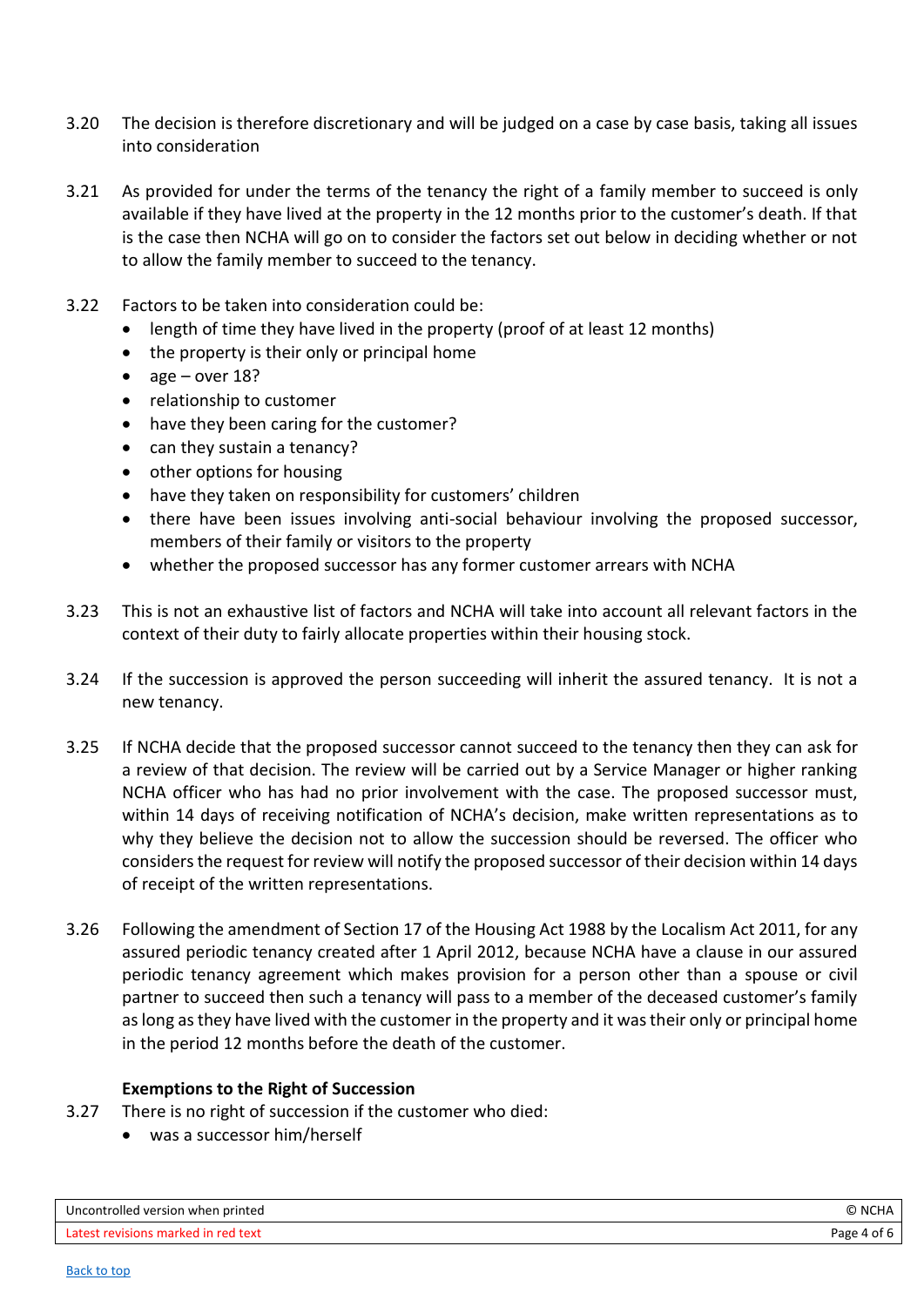3.20 The decision is therefore discretionary and will be judged on a case by case basis, taking all issues into consideration

3.21 As provided for under the terms of the tenancy the right of a family member to succeed is only available if they have lived at the property in the 12 months prior to the customer's death. If that is the case then NCHA will go on to consider the factors set out below in deciding whether or not to allow the family member to succeed to the tenancy.

3.22 Factors to be taken into consideration could be:

- length of time they have lived in the property (proof of at least 12 months)
- the property is their only or principal home
- age – over 18?
- relationship to customer
- have they been caring for the customer?
- can they sustain a tenancy?
- other options for housing
- have they taken on responsibility for customers' children
- there have been issues involving anti-social behaviour involving the proposed successor, members of their family or visitors to the property
- whether the proposed successor has any former customer arrears with NCHA

3.23 This is not an exhaustive list of factors and NCHA will take into account all relevant factors in the context of their duty to fairly allocate properties within their housing stock.

3.24 If the succession is approved the person succeeding will inherit the assured tenancy. It is not a new tenancy.

3.25 If NCHA decide that the proposed successor cannot succeed to the tenancy then they can ask for a review of that decision. The review will be carried out by a Service Manager or higher ranking NCHA officer who has had no prior involvement with the case. The proposed successor must, within 14 days of receiving notification of NCHA's decision, make written representations as to why they believe the decision not to allow the succession should be reversed. The officer who considers the request for review will notify the proposed successor of their decision within 14 days of receipt of the written representations.

3.26 Following the amendment of Section 17 of the Housing Act 1988 by the Localism Act 2011, for any assured periodic tenancy created after 1 April 2012, because NCHA have a clause in our assured periodic tenancy agreement which makes provision for a person other than a spouse or civil partner to succeed then such a tenancy will pass to a member of the deceased customer's family as long as they have lived with the customer in the property and it was their only or principal home in the period 12 months before the death of the customer.

**Exemptions to the Right of Succession**

3.27 There is no right of succession if the customer who died:

- was a successor him/herself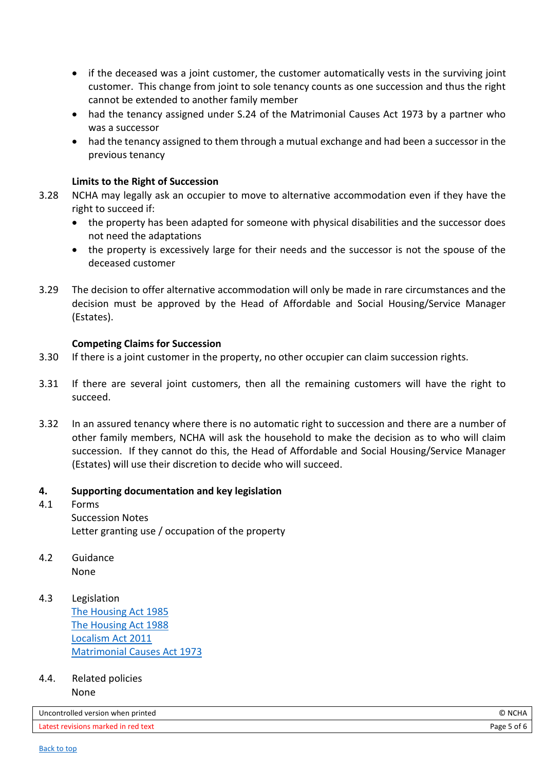- if the deceased was a joint customer, the customer automatically vests in the surviving joint customer. This change from joint to sole tenancy counts as one succession and thus the right cannot be extended to another family member
- had the tenancy assigned under S.24 of the Matrimonial Causes Act 1973 by a partner who was a successor
- had the tenancy assigned to them through a mutual exchange and had been a successor in the previous tenancy

**Limits to the Right of Succession**

3.28 NCHA may legally ask an occupier to move to alternative accommodation even if they have the right to succeed if:

- the property has been adapted for someone with physical disabilities and the successor does not need the adaptations
- the property is excessively large for their needs and the successor is not the spouse of the deceased customer

3.29 The decision to offer alternative accommodation will only be made in rare circumstances and the decision must be approved by the Head of Affordable and Social Housing/Service Manager (Estates).

**Competing Claims for Succession**

3.30 If there is a joint customer in the property, no other occupier can claim succession rights.

3.31 If there are several joint customers, then all the remaining customers will have the right to succeed.

3.32 In an assured tenancy where there is no automatic right to succession and there are a number of other family members, NCHA will ask the household to make the decision as to who will claim succession. If they cannot do this, the Head of Affordable and Social Housing/Service Manager (Estates) will use their discretion to decide who will succeed.

## 4. Supporting documentation and key legislation

4.1 Forms
Succession Notes
Letter granting use / occupation of the property

4.2 Guidance
None

4.3 Legislation
The Housing Act 1985
The Housing Act 1988
Localism Act 2011
Matrimonial Causes Act 1973

4.4. Related policies
None

Uncontrolled version when printed — © NCHA

Latest revisions marked in red text

Back to top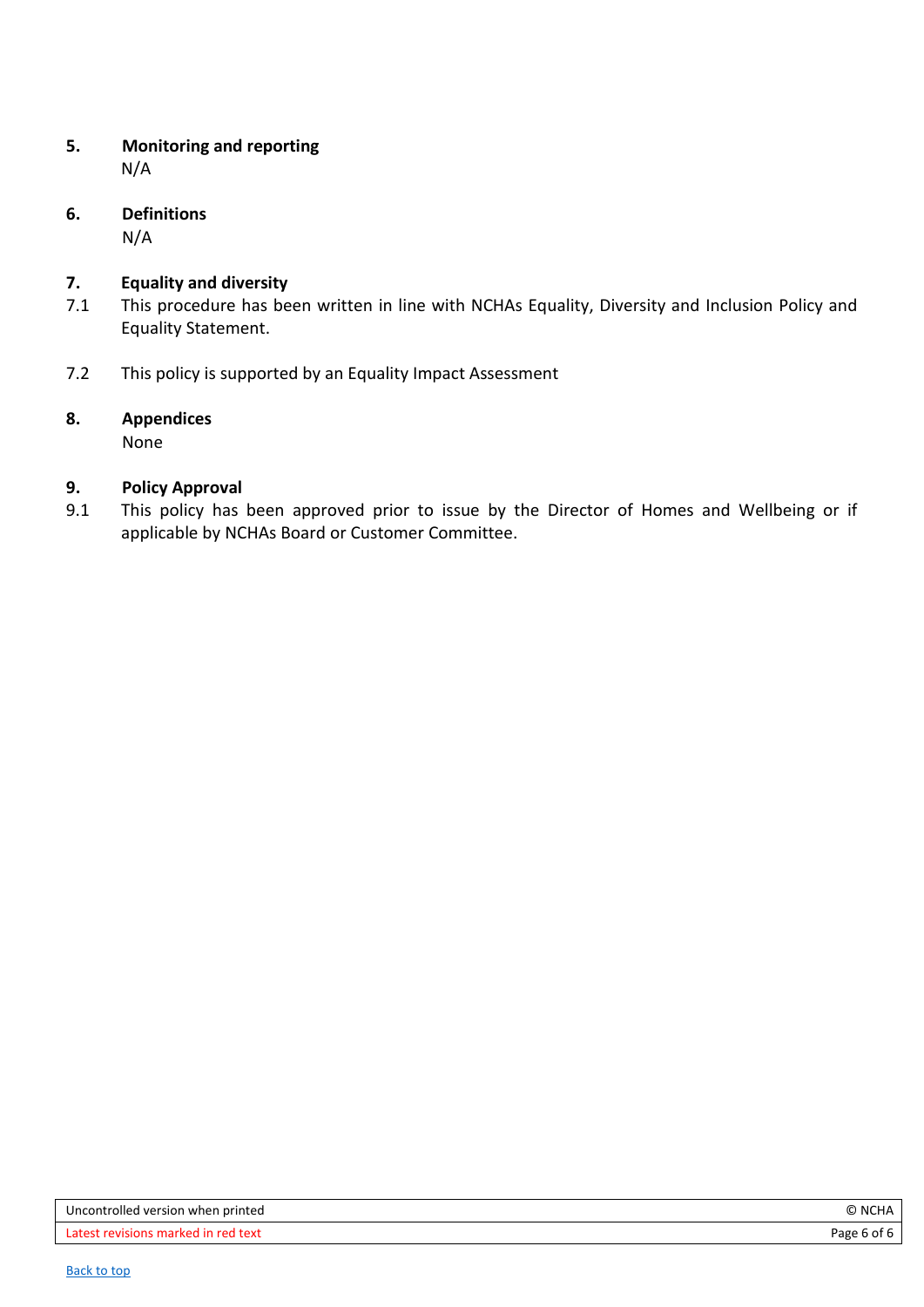## 5. Monitoring and reporting

N/A

## 6. Definitions

N/A

## 7. Equality and diversity

7.1 This procedure has been written in line with NCHAs Equality, Diversity and Inclusion Policy and Equality Statement.

7.2 This policy is supported by an Equality Impact Assessment

## 8. Appendices

None

## 9. Policy Approval

9.1 This policy has been approved prior to issue by the Director of Homes and Wellbeing or if applicable by NCHAs Board or Customer Committee.